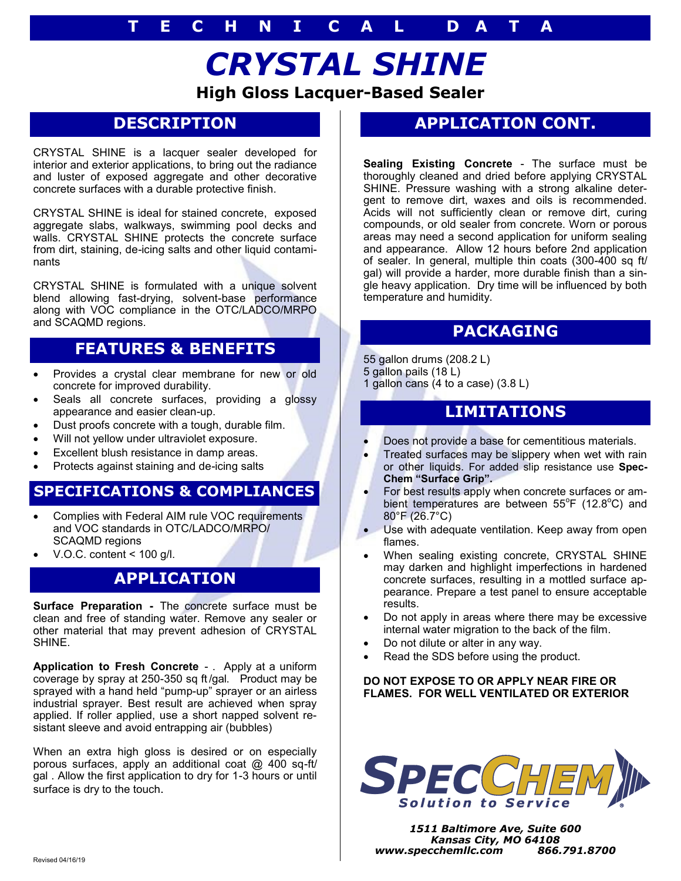# TECHNICAL DATA

# CRYSTAL SHINE

### High Gloss Lacquer-Based Sealer

## DESCRIPTION

CRYSTAL SHINE is a lacquer sealer developed for interior and exterior applications, to bring out the radiance and luster of exposed aggregate and other decorative concrete surfaces with a durable protective finish.

CRYSTAL SHINE is ideal for stained concrete, exposed aggregate slabs, walkways, swimming pool decks and walls. CRYSTAL SHINE protects the concrete surface from dirt, staining, de-icing salts and other liquid contaminants

CRYSTAL SHINE is formulated with a unique solvent blend allowing fast-drying, solvent-base performance along with VOC compliance in the OTC/LADCO/MRPO and SCAQMD regions.

## FEATURES & BENEFITS

- Provides a crystal clear membrane for new or old concrete for improved durability.
- Seals all concrete surfaces, providing a glossy appearance and easier clean-up.
- Dust proofs concrete with a tough, durable film.
- Will not yellow under ultraviolet exposure.
- Excellent blush resistance in damp areas.
- Protects against staining and de-icing salts

## SPECIFICATIONS & COMPLIANCES

- Complies with Federal AIM rule VOC requirements and VOC standards in OTC/LADCO/MRPO/ SCAQMD regions
- V.O.C. content < 100 g/l.

## APPLICATION

**Surface Preparation -** The concrete surface must be clean and free of standing water. Remove any sealer or other material that may prevent adhesion of CRYSTAL SHINE.

**Application to Fresh Concrete** - . Apply at a uniform coverage by spray at 250-350 sq ft/gal. Product may be sprayed with a hand held "pump-up" sprayer or an airless industrial sprayer. Best result are achieved when spray applied. If roller applied, use a short napped solvent resistant sleeve and avoid entrapping air (bubbles)

When an extra high gloss is desired or on especially porous surfaces, apply an additional coat @ 400 sq-ft/ gal . Allow the first application to dry for 1-3 hours or until surface is dry to the touch.

## APPLICATION CONT.

**Sealing Existing Concrete** - The surface must be thoroughly cleaned and dried before applying CRYSTAL SHINE. Pressure washing with a strong alkaline detergent to remove dirt, waxes and oils is recommended. Acids will not sufficiently clean or remove dirt, curing compounds, or old sealer from concrete. Worn or porous areas may need a second application for uniform sealing and appearance. Allow 12 hours before 2nd application of sealer. In general, multiple thin coats (300-400 sq ft/ gal) will provide a harder, more durable finish than a single heavy application. Dry time will be influenced by both temperature and humidity.

## PACKAGING

55 gallon drums (208.2 L)
5 gallon pails (18 L)
1 gallon cans (4 to a case) (3.8 L)

## LIMITATIONS

- Does not provide a base for cementitious materials.
- Treated surfaces may be slippery when wet with rain or other liquids. For added slip resistance use **Spec-Chem "Surface Grip".**
- For best results apply when concrete surfaces or ambient temperatures are between 55°F (12.8°C) and 80°F (26.7°C)
- Use with adequate ventilation. Keep away from open flames.
- When sealing existing concrete, CRYSTAL SHINE may darken and highlight imperfections in hardened concrete surfaces, resulting in a mottled surface appearance. Prepare a test panel to ensure acceptable results.
- Do not apply in areas where there may be excessive internal water migration to the back of the film.
- Do not dilute or alter in any way.
- Read the SDS before using the product.

**DO NOT EXPOSE TO OR APPLY NEAR FIRE OR FLAMES. FOR WELL VENTILATED OR EXTERIOR**

SPECCHEM
*Solution to Service*

*1511 Baltimore Ave, Suite 600*
*Kansas City, MO 64108*
*www.specchemllc.com 866.791.8700*

Revised 04/16/19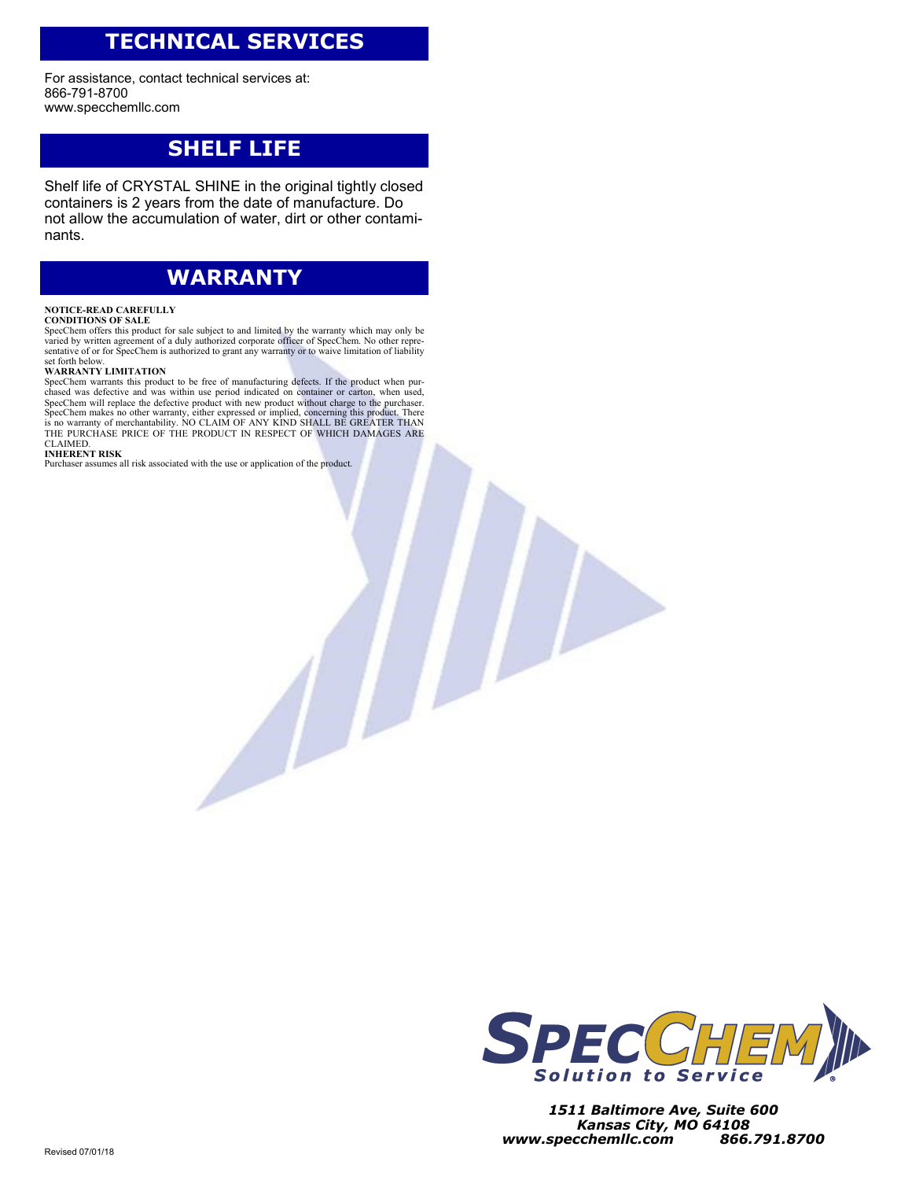## TECHNICAL SERVICES

For assistance, contact technical services at:
866-791-8700
www.specchemllc.com

## SHELF LIFE

Shelf life of CRYSTAL SHINE in the original tightly closed containers is 2 years from the date of manufacture. Do not allow the accumulation of water, dirt or other contaminants.

## WARRANTY

**NOTICE-READ CAREFULLY**
**CONDITIONS OF SALE**
SpecChem offers this product for sale subject to and limited by the warranty which may only be varied by written agreement of a duly authorized corporate officer of SpecChem. No other representative of or for SpecChem is authorized to grant any warranty or to waive limitation of liability set forth below.
**WARRANTY LIMITATION**
SpecChem warrants this product to be free of manufacturing defects. If the product when purchased was defective and was within use period indicated on container or carton, when used, SpecChem will replace the defective product with new product without charge to the purchaser. SpecChem makes no other warranty, either expressed or implied, concerning this product. There is no warranty of merchantability. NO CLAIM OF ANY KIND SHALL BE GREATER THAN THE PURCHASE PRICE OF THE PRODUCT IN RESPECT OF WHICH DAMAGES ARE CLAIMED.
**INHERENT RISK**
Purchaser assumes all risk associated with the use or application of the product.

SPECCHEM
Solution to Service

*1511 Baltimore Ave, Suite 600*
*Kansas City, MO 64108*
*www.specchemllc.com 866.791.8700*

Revised 07/01/18